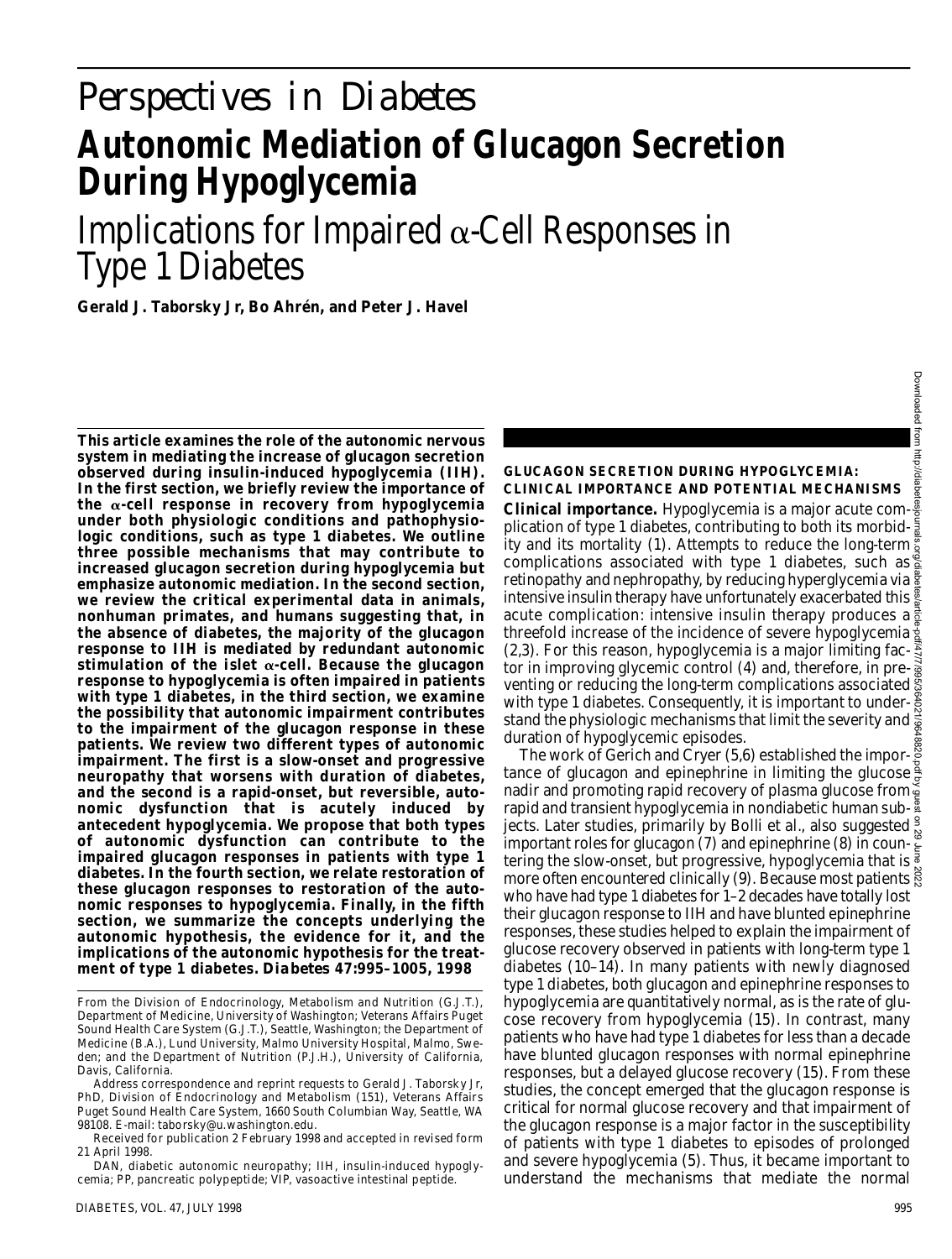# Perspectives in Diabetes

# Autonomic Mediation of Glucagon Secretion During Hypoglycemia

## Implications for Impaired α-Cell Responses in Type 1 Diabetes

**Gerald J. Taborsky Jr, Bo Ahrén, and Peter J. Havel**

**This article examines the role of the autonomic nervous system in mediating the increase of glucagon secretion observed during insulin-induced hypoglycemia (IIH). In the first section, we briefly review the importance of the α-cell response in recovery from hypoglycemia under both physiologic conditions and pathophysiologic conditions, such as type 1 diabetes. We outline three possible mechanisms that may contribute to increased glucagon secretion during hypoglycemia but emphasize autonomic mediation. In the second section, we review the critical experimental data in animals, nonhuman primates, and humans suggesting that, in the absence of diabetes, the majority of the glucagon response to IIH is mediated by redundant autonomic stimulation of the islet α-cell. Because the glucagon response to hypoglycemia is often impaired in patients with type 1 diabetes, in the third section, we examine the possibility that autonomic impairment contributes to the impairment of the glucagon response in these patients. We review two different types of autonomic impairment. The first is a slow-onset and progressive neuropathy that worsens with duration of diabetes, and the second is a rapid-onset, but reversible, autonomic dysfunction that is acutely induced by antecedent hypoglycemia. We propose that both types of autonomic dysfunction can contribute to the impaired glucagon responses in patients with type 1 diabetes. In the fourth section, we relate restoration of these glucagon responses to restoration of the autonomic responses to hypoglycemia. Finally, in the fifth section, we summarize the concepts underlying the autonomic hypothesis, the evidence for it, and the implications of the autonomic hypothesis for the treatment of type 1 diabetes. *Diabetes* 47:995–1005, 1998**

From the Division of Endocrinology, Metabolism and Nutrition (G.J.T.), Department of Medicine, University of Washington; Veterans Affairs Puget Sound Health Care System (G.J.T.), Seattle, Washington; the Department of Medicine (B.A.), Lund University, Malmo University Hospital, Malmo, Sweden; and the Department of Nutrition (P.J.H.), University of California, Davis, California.

Address correspondence and reprint requests to Gerald J. Taborsky Jr, PhD, Division of Endocrinology and Metabolism (151), Veterans Affairs Puget Sound Health Care System, 1660 South Columbian Way, Seattle, WA 98108. E-mail: taborsky@u.washington.edu.

Received for publication 2 February 1998 and accepted in revised form 21 April 1998.

DAN, diabetic autonomic neuropathy; IIH, insulin-induced hypoglycemia; PP, pancreatic polypeptide; VIP, vasoactive intestinal peptide.

### GLUCAGON SECRETION DURING HYPOGLYCEMIA: CLINICAL IMPORTANCE AND POTENTIAL MECHANISMS

**Clinical importance.** Hypoglycemia is a major acute complication of type 1 diabetes, contributing to both its morbidity and its mortality (1). Attempts to reduce the long-term complications associated with type 1 diabetes, such as retinopathy and nephropathy, by reducing hyperglycemia via intensive insulin therapy have unfortunately exacerbated this acute complication: intensive insulin therapy produces a threefold increase of the incidence of severe hypoglycemia (2,3). For this reason, hypoglycemia is a major limiting factor in improving glycemic control (4) and, therefore, in preventing or reducing the long-term complications associated with type 1 diabetes. Consequently, it is important to understand the physiologic mechanisms that limit the severity and duration of hypoglycemic episodes.

The work of Gerich and Cryer (5,6) established the importance of glucagon and epinephrine in limiting the glucose nadir and promoting rapid recovery of plasma glucose from rapid and transient hypoglycemia in nondiabetic human subjects. Later studies, primarily by Bolli et al., also suggested important roles for glucagon (7) and epinephrine (8) in countering the slow-onset, but progressive, hypoglycemia that is more often encountered clinically (9). Because most patients who have had type 1 diabetes for 1–2 decades have totally lost their glucagon response to IIH and have blunted epinephrine responses, these studies helped to explain the impairment of glucose recovery observed in patients with long-term type 1 diabetes (10–14). In many patients with newly diagnosed type 1 diabetes, both glucagon and epinephrine responses to hypoglycemia are quantitatively normal, as is the rate of glucose recovery from hypoglycemia (15). In contrast, many patients who have had type 1 diabetes for less than a decade have blunted glucagon responses with normal epinephrine responses, but a delayed glucose recovery (15). From these studies, the concept emerged that the glucagon response is critical for normal glucose recovery and that impairment of the glucagon response is a major factor in the susceptibility of patients with type 1 diabetes to episodes of prolonged and severe hypoglycemia (5). Thus, it became important to understand the mechanisms that mediate the normal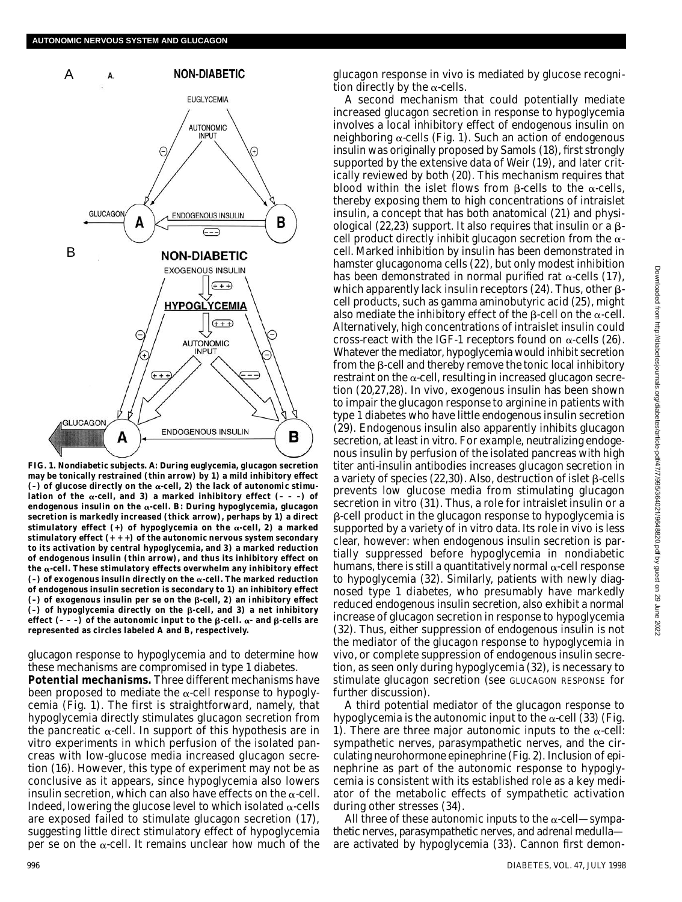**FIG. 1. Nondiabetic subjects. A: During euglycemia, glucagon secretion may be tonically restrained (thin arrow) by 1) a mild inhibitory effect (–) of glucose directly on the α-cell, 2) the lack of autonomic stimulation of the α-cell, and 3) a marked inhibitory effect (– – –) of endogenous insulin on the α-cell. B: During hypoglycemia, glucagon secretion is markedly increased (thick arrow), perhaps by 1) a direct stimulatory effect (+) of hypoglycemia on the α-cell, 2) a marked stimulatory effect (+ + +) of the autonomic nervous system secondary to its activation by central hypoglycemia, and 3) a marked reduction of endogenous insulin (thin arrow), and thus its inhibitory effect on the α-cell. These stimulatory effects overwhelm any inhibitory effect (–) of exogenous insulin directly on the α-cell. The marked reduction of endogenous insulin secretion is secondary to 1) an inhibitory effect (–) of exogenous insulin per se on the β-cell, 2) an inhibitory effect (–) of hypoglycemia directly on the β-cell, and 3) a net inhibitory effect (– – –) of the autonomic input to the β-cell. α- and β-cells are represented as circles labeled A and B, respectively.**

glucagon response to hypoglycemia and to determine how these mechanisms are compromised in type 1 diabetes.

**Potential mechanisms.** Three different mechanisms have been proposed to mediate the α-cell response to hypoglycemia (Fig. 1). The first is straightforward, namely, that hypoglycemia directly stimulates glucagon secretion from the pancreatic α-cell. In support of this hypothesis are in vitro experiments in which perfusion of the isolated pancreas with low-glucose media increased glucagon secretion (16). However, this type of experiment may not be as conclusive as it appears, since hypoglycemia also lowers insulin secretion, which can also have effects on the α-cell. Indeed, lowering the glucose level to which isolated α-cells are exposed failed to stimulate glucagon secretion (17), suggesting little direct stimulatory effect of hypoglycemia per se on the α-cell. It remains unclear how much of the glucagon response in vivo is mediated by glucose recognition directly by the α-cells.

A second mechanism that could potentially mediate increased glucagon secretion in response to hypoglycemia involves a local inhibitory effect of endogenous insulin on neighboring α-cells (Fig. 1). Such an action of endogenous insulin was originally proposed by Samols (18), first strongly supported by the extensive data of Weir (19), and later critically reviewed by both (20). This mechanism requires that blood within the islet flows from β-cells to the α-cells, thereby exposing them to high concentrations of intraislet insulin, a concept that has both anatomical (21) and physiological (22,23) support. It also requires that insulin or a β-cell product directly inhibit glucagon secretion from the α-cell. Marked inhibition by insulin has been demonstrated in hamster glucagonoma cells (22), but only modest inhibition has been demonstrated in normal purified rat α-cells (17), which apparently lack insulin receptors (24). Thus, other β-cell products, such as gamma aminobutyric acid (25), might also mediate the inhibitory effect of the β-cell on the α-cell. Alternatively, high concentrations of intraislet insulin could cross-react with the IGF-1 receptors found on α-cells (26). Whatever the mediator, hypoglycemia would inhibit secretion from the β-cell and thereby remove the tonic local inhibitory restraint on the α-cell, resulting in increased glucagon secretion (20,27,28). In vivo, exogenous insulin has been shown to impair the glucagon response to arginine in patients with type 1 diabetes who have little endogenous insulin secretion (29). Endogenous insulin also apparently inhibits glucagon secretion, at least in vitro. For example, neutralizing endogenous insulin by perfusion of the isolated pancreas with high titer anti-insulin antibodies increases glucagon secretion in a variety of species (22,30). Also, destruction of islet β-cells prevents low glucose media from stimulating glucagon secretion in vitro (31). Thus, a role for intraislet insulin or a β-cell product in the glucagon response to hypoglycemia is supported by a variety of in vitro data. Its role in vivo is less clear, however: when endogenous insulin secretion is partially suppressed before hypoglycemia in nondiabetic humans, there is still a quantitatively normal α-cell response to hypoglycemia (32). Similarly, patients with newly diagnosed type 1 diabetes, who presumably have markedly reduced endogenous insulin secretion, also exhibit a normal increase of glucagon secretion in response to hypoglycemia (32). Thus, either suppression of endogenous insulin is not the mediator of the glucagon response to hypoglycemia in vivo, or complete suppression of endogenous insulin secretion, as seen only during hypoglycemia (32), is necessary to stimulate glucagon secretion (see GLUCAGON RESPONSE for further discussion).

A third potential mediator of the glucagon response to hypoglycemia is the autonomic input to the α-cell (33) (Fig. 1). There are three major autonomic inputs to the α-cell: sympathetic nerves, parasympathetic nerves, and the circulating neurohormone epinephrine (Fig. 2). Inclusion of epinephrine as part of the autonomic response to hypoglycemia is consistent with its established role as a key mediator of the metabolic effects of sympathetic activation during other stresses (34).

All three of these autonomic inputs to the α-cell—sympathetic nerves, parasympathetic nerves, and adrenal medulla—are activated by hypoglycemia (33). Cannon first demon-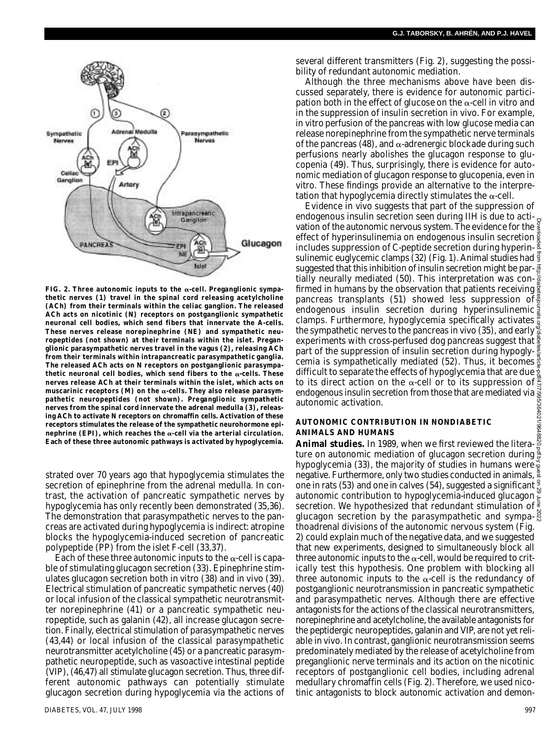**FIG. 2. Three autonomic inputs to the α-cell. Preganglionic sympathetic nerves (1) travel in the spinal cord releasing acetylcholine (ACh) from their terminals within the celiac ganglion. The released ACh acts on nicotinic (N) receptors on postganglionic sympathetic neuronal cell bodies, which send fibers that innervate the A-cells. These nerves release norepinephrine (NE) and sympathetic neuropeptides (not shown) at their terminals within the islet. Preganglionic parasympathetic nerves travel in the vagus (2), releasing ACh from their terminals within intrapancreatic parasympathetic ganglia. The released ACh acts on N receptors on postganglionic parasympathetic neuronal cell bodies, which send fibers to the α-cells. These nerves release ACh at their terminals within the islet, which acts on muscarinic receptors (M) on the α-cells. They also release parasympathetic neuropeptides (not shown). Preganglionic sympathetic nerves from the spinal cord innervate the adrenal medulla (3), releasing ACh to activate N receptors on chromaffin cells. Activation of these receptors stimulates the release of the sympathetic neurohormone epinephrine (EPI), which reaches the α-cell via the arterial circulation. Each of these three autonomic pathways is activated by hypoglycemia.**

strated over 70 years ago that hypoglycemia stimulates the secretion of epinephrine from the adrenal medulla. In contrast, the activation of pancreatic sympathetic nerves by hypoglycemia has only recently been demonstrated (35,36). The demonstration that parasympathetic nerves to the pancreas are activated during hypoglycemia is indirect: atropine blocks the hypoglycemia-induced secretion of pancreatic polypeptide (PP) from the islet F-cell (33,37).

Each of these three autonomic inputs to the α-cell is capable of stimulating glucagon secretion (33). Epinephrine stimulates glucagon secretion both in vitro (38) and in vivo (39). Electrical stimulation of pancreatic sympathetic nerves (40) or local infusion of the classical sympathetic neurotransmitter norepinephrine (41) or a pancreatic sympathetic neuropeptide, such as galanin (42), all increase glucagon secretion. Finally, electrical stimulation of parasympathetic nerves (43,44) or local infusion of the classical parasympathetic neurotransmitter acetylcholine (45) or a pancreatic parasympathetic neuropeptide, such as vasoactive intestinal peptide (VIP), (46,47) all stimulate glucagon secretion. Thus, three different autonomic pathways can potentially stimulate glucagon secretion during hypoglycemia via the actions of several different transmitters (Fig. 2), suggesting the possibility of redundant autonomic mediation.

Although the three mechanisms above have been discussed separately, there is evidence for autonomic participation both in the effect of glucose on the α-cell in vitro and in the suppression of insulin secretion in vivo. For example, in vitro perfusion of the pancreas with low glucose media can release norepinephrine from the sympathetic nerve terminals of the pancreas (48), and α-adrenergic blockade during such perfusions nearly abolishes the glucagon response to glucopenia (49). Thus, surprisingly, there is evidence for autonomic mediation of glucagon response to glucopenia, even in vitro. These findings provide an alternative to the interpretation that hypoglycemia directly stimulates the α-cell.

Evidence in vivo suggests that part of the suppression of endogenous insulin secretion seen during IIH is due to activation of the autonomic nervous system. The evidence for the effect of hyperinsulinemia on endogenous insulin secretion includes suppression of C-peptide secretion during hyperinsulinemic euglycemic clamps (32) (Fig. 1). Animal studies had suggested that this inhibition of insulin secretion might be partially neurally mediated (50). This interpretation was confirmed in humans by the observation that patients receiving pancreas transplants (51) showed less suppression of endogenous insulin secretion during hyperinsulinemic clamps. Furthermore, hypoglycemia specifically activates the sympathetic nerves to the pancreas in vivo (35), and early experiments with cross-perfused dog pancreas suggest that part of the suppression of insulin secretion during hypoglycemia is sympathetically mediated (52). Thus, it becomes difficult to separate the effects of hypoglycemia that are due to its direct action on the α-cell or to its suppression of endogenous insulin secretion from those that are mediated via autonomic activation.

## AUTONOMIC CONTRIBUTION IN NONDIABETIC ANIMALS AND HUMANS

**Animal studies.** In 1989, when we first reviewed the literature on autonomic mediation of glucagon secretion during hypoglycemia (33), the majority of studies in humans were negative. Furthermore, only two studies conducted in animals, one in rats (53) and one in calves (54), suggested a significant autonomic contribution to hypoglycemia-induced glucagon secretion. We hypothesized that redundant stimulation of glucagon secretion by the parasympathetic and sympathoadrenal divisions of the autonomic nervous system (Fig. 2) could explain much of the negative data, and we suggested that new experiments, designed to simultaneously block all three autonomic inputs to the α-cell, would be required to critically test this hypothesis. One problem with blocking all three autonomic inputs to the α-cell is the redundancy of postganglionic neurotransmission in pancreatic sympathetic and parasympathetic nerves. Although there are effective antagonists for the actions of the classical neurotransmitters, norepinephrine and acetylcholine, the available antagonists for the peptidergic neuropeptides, galanin and VIP, are not yet reliable in vivo. In contrast, ganglionic neurotransmission seems predominately mediated by the release of acetylcholine from preganglionic nerve terminals and its action on the nicotinic receptors of postganglionic cell bodies, including adrenal medullary chromaffin cells (Fig. 2). Therefore, we used nicotinic antagonists to block autonomic activation and demon-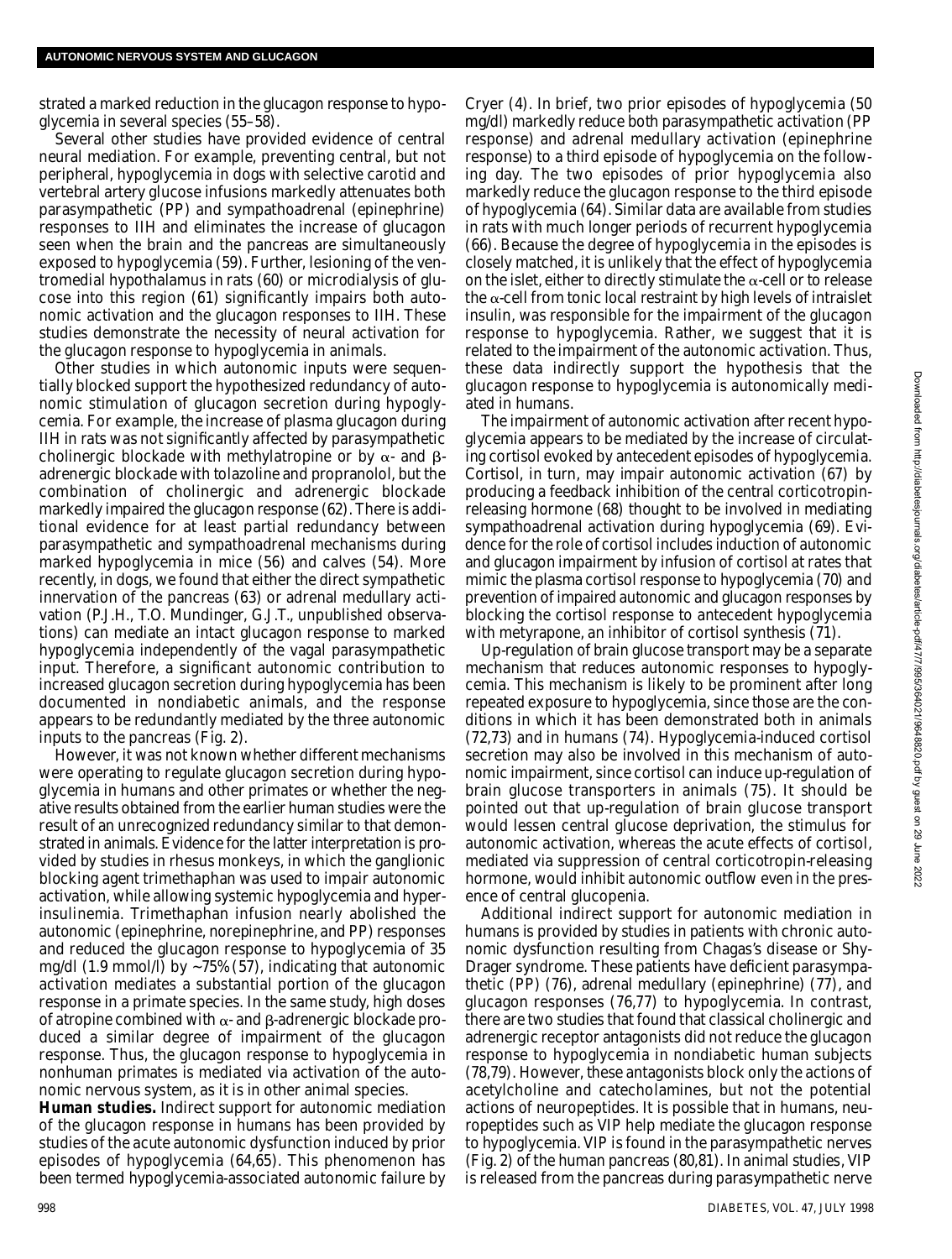strated a marked reduction in the glucagon response to hypoglycemia in several species (55–58).

Several other studies have provided evidence of central neural mediation. For example, preventing central, but not peripheral, hypoglycemia in dogs with selective carotid and vertebral artery glucose infusions markedly attenuates both parasympathetic (PP) and sympathoadrenal (epinephrine) responses to IIH and eliminates the increase of glucagon seen when the brain and the pancreas are simultaneously exposed to hypoglycemia (59). Further, lesioning of the ventromedial hypothalamus in rats (60) or microdialysis of glucose into this region (61) significantly impairs both autonomic activation and the glucagon responses to IIH. These studies demonstrate the necessity of neural activation for the glucagon response to hypoglycemia in animals.

Other studies in which autonomic inputs were sequentially blocked support the hypothesized redundancy of autonomic stimulation of glucagon secretion during hypoglycemia. For example, the increase of plasma glucagon during IIH in rats was not significantly affected by parasympathetic cholinergic blockade with methylatropine or by α- and β-adrenergic blockade with tolazoline and propranolol, but the combination of cholinergic and adrenergic blockade markedly impaired the glucagon response (62). There is additional evidence for at least partial redundancy between parasympathetic and sympathoadrenal mechanisms during marked hypoglycemia in mice (56) and calves (54). More recently, in dogs, we found that either the direct sympathetic innervation of the pancreas (63) or adrenal medullary activation (P.J.H., T.O. Mundinger, G.J.T., unpublished observations) can mediate an intact glucagon response to marked hypoglycemia independently of the vagal parasympathetic input. Therefore, a significant autonomic contribution to increased glucagon secretion during hypoglycemia has been documented in nondiabetic animals, and the response appears to be redundantly mediated by the three autonomic inputs to the pancreas (Fig. 2).

However, it was not known whether different mechanisms were operating to regulate glucagon secretion during hypoglycemia in humans and other primates or whether the negative results obtained from the earlier human studies were the result of an unrecognized redundancy similar to that demonstrated in animals. Evidence for the latter interpretation is provided by studies in rhesus monkeys, in which the ganglionic blocking agent trimethaphan was used to impair autonomic activation, while allowing systemic hypoglycemia and hyperinsulinemia. Trimethaphan infusion nearly abolished the autonomic (epinephrine, norepinephrine, and PP) responses and reduced the glucagon response to hypoglycemia of 35 mg/dl (1.9 mmol/l) by ~75% (57), indicating that autonomic activation mediates a substantial portion of the glucagon response in a primate species. In the same study, high doses of atropine combined with α- and β-adrenergic blockade produced a similar degree of impairment of the glucagon response. Thus, the glucagon response to hypoglycemia in nonhuman primates is mediated via activation of the autonomic nervous system, as it is in other animal species.

**Human studies.** Indirect support for autonomic mediation of the glucagon response in humans has been provided by studies of the acute autonomic dysfunction induced by prior episodes of hypoglycemia (64,65). This phenomenon has been termed hypoglycemia-associated autonomic failure by Cryer (4). In brief, two prior episodes of hypoglycemia (50 mg/dl) markedly reduce both parasympathetic activation (PP response) and adrenal medullary activation (epinephrine response) to a third episode of hypoglycemia on the following day. The two episodes of prior hypoglycemia also markedly reduce the glucagon response to the third episode of hypoglycemia (64). Similar data are available from studies in rats with much longer periods of recurrent hypoglycemia (66). Because the degree of hypoglycemia in the episodes is closely matched, it is unlikely that the effect of hypoglycemia on the islet, either to directly stimulate the α-cell or to release the α-cell from tonic local restraint by high levels of intraislet insulin, was responsible for the impairment of the glucagon response to hypoglycemia. Rather, we suggest that it is related to the impairment of the autonomic activation. Thus, these data indirectly support the hypothesis that the glucagon response to hypoglycemia is autonomically mediated in humans.

The impairment of autonomic activation after recent hypoglycemia appears to be mediated by the increase of circulating cortisol evoked by antecedent episodes of hypoglycemia. Cortisol, in turn, may impair autonomic activation (67) by producing a feedback inhibition of the central corticotropin-releasing hormone (68) thought to be involved in mediating sympathoadrenal activation during hypoglycemia (69). Evidence for the role of cortisol includes induction of autonomic and glucagon impairment by infusion of cortisol at rates that mimic the plasma cortisol response to hypoglycemia (70) and prevention of impaired autonomic and glucagon responses by blocking the cortisol response to antecedent hypoglycemia with metyrapone, an inhibitor of cortisol synthesis (71).

Up-regulation of brain glucose transport may be a separate mechanism that reduces autonomic responses to hypoglycemia. This mechanism is likely to be prominent after long repeated exposure to hypoglycemia, since those are the conditions in which it has been demonstrated both in animals (72,73) and in humans (74). Hypoglycemia-induced cortisol secretion may also be involved in this mechanism of autonomic impairment, since cortisol can induce up-regulation of brain glucose transporters in animals (75). It should be pointed out that up-regulation of brain glucose transport would lessen central glucose deprivation, the stimulus for autonomic activation, whereas the acute effects of cortisol, mediated via suppression of central corticotropin-releasing hormone, would inhibit autonomic outflow even in the presence of central glucopenia.

Additional indirect support for autonomic mediation in humans is provided by studies in patients with chronic autonomic dysfunction resulting from Chagas's disease or Shy-Drager syndrome. These patients have deficient parasympathetic (PP) (76), adrenal medullary (epinephrine) (77), and glucagon responses (76,77) to hypoglycemia. In contrast, there are two studies that found that classical cholinergic and adrenergic receptor antagonists did not reduce the glucagon response to hypoglycemia in nondiabetic human subjects (78,79). However, these antagonists block only the actions of acetylcholine and catecholamines, but not the potential actions of neuropeptides. It is possible that in humans, neuropeptides such as VIP help mediate the glucagon response to hypoglycemia. VIP is found in the parasympathetic nerves (Fig. 2) of the human pancreas (80,81). In animal studies, VIP is released from the pancreas during parasympathetic nerve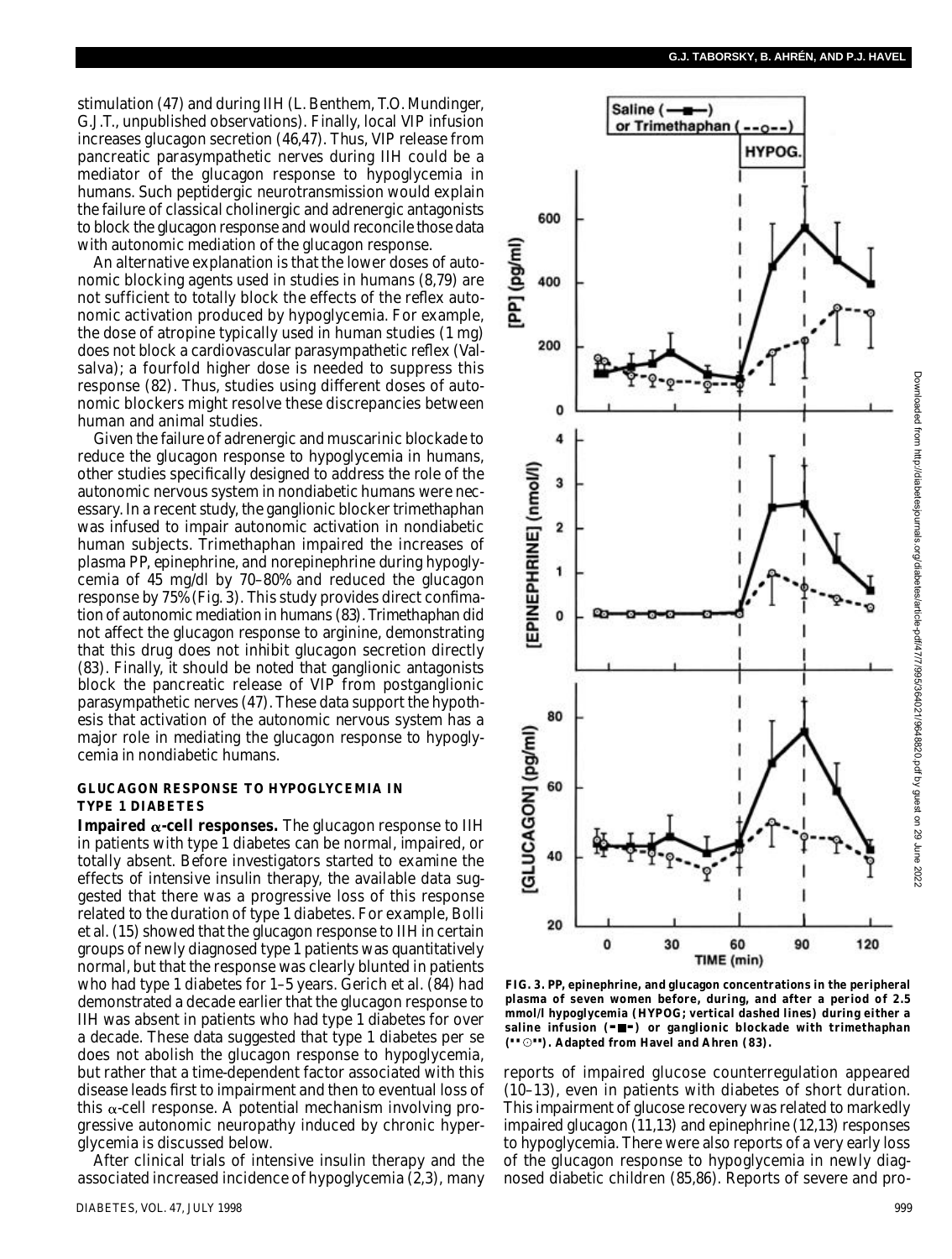stimulation (47) and during IIH (L. Benthem, T.O. Mundinger, G.J.T., unpublished observations). Finally, local VIP infusion increases glucagon secretion (46,47). Thus, VIP release from pancreatic parasympathetic nerves during IIH could be a mediator of the glucagon response to hypoglycemia in humans. Such peptidergic neurotransmission would explain the failure of classical cholinergic and adrenergic antagonists to block the glucagon response and would reconcile those data with autonomic mediation of the glucagon response.

An alternative explanation is that the lower doses of autonomic blocking agents used in studies in humans (8,79) are not sufficient to totally block the effects of the reflex autonomic activation produced by hypoglycemia. For example, the dose of atropine typically used in human studies (1 mg) does not block a cardiovascular parasympathetic reflex (Valsalva); a fourfold higher dose is needed to suppress this response (82). Thus, studies using different doses of autonomic blockers might resolve these discrepancies between human and animal studies.

Given the failure of adrenergic and muscarinic blockade to reduce the glucagon response to hypoglycemia in humans, other studies specifically designed to address the role of the autonomic nervous system in nondiabetic humans were necessary. In a recent study, the ganglionic blocker trimethaphan was infused to impair autonomic activation in nondiabetic human subjects. Trimethaphan impaired the increases of plasma PP, epinephrine, and norepinephrine during hypoglycemia of 45 mg/dl by 70–80% and reduced the glucagon response by 75% (Fig. 3). This study provides direct confimation of autonomic mediation in humans (83). Trimethaphan did not affect the glucagon response to arginine, demonstrating that this drug does not inhibit glucagon secretion directly (83). Finally, it should be noted that ganglionic antagonists block the pancreatic release of VIP from postganglionic parasympathetic nerves (47). These data support the hypothesis that activation of the autonomic nervous system has a major role in mediating the glucagon response to hypoglycemia in nondiabetic humans.

## GLUCAGON RESPONSE TO HYPOGLYCEMIA IN TYPE 1 DIABETES

**Impaired α-cell responses.** The glucagon response to IIH in patients with type 1 diabetes can be normal, impaired, or totally absent. Before investigators started to examine the effects of intensive insulin therapy, the available data suggested that there was a progressive loss of this response related to the duration of type 1 diabetes. For example, Bolli et al. (15) showed that the glucagon response to IIH in certain groups of newly diagnosed type 1 patients was quantitatively normal, but that the response was clearly blunted in patients who had type 1 diabetes for 1–5 years. Gerich et al. (84) had demonstrated a decade earlier that the glucagon response to IIH was absent in patients who had type 1 diabetes for over a decade. These data suggested that type 1 diabetes per se does not abolish the glucagon response to hypoglycemia, but rather that a time-dependent factor associated with this disease leads first to impairment and then to eventual loss of this α-cell response. A potential mechanism involving progressive autonomic neuropathy induced by chronic hyperglycemia is discussed below.

After clinical trials of intensive insulin therapy and the associated increased incidence of hypoglycemia (2,3), many reports of impaired glucose counterregulation appeared (10–13), even in patients with diabetes of short duration. This impairment of glucose recovery was related to markedly impaired glucagon (11,13) and epinephrine (12,13) responses to hypoglycemia. There were also reports of a very early loss of the glucagon response to hypoglycemia in newly diagnosed diabetic children (85,86). Reports of severe and pro-

**FIG. 3. PP, epinephrine, and glucagon concentrations in the peripheral plasma of seven women before, during, and after a period of 2.5 mmol/l hypoglycemia (HYPOG; vertical dashed lines) during either a saline infusion (–■–) or ganglionic blockade with trimethaphan (··○··). Adapted from Havel and Ahren (83).**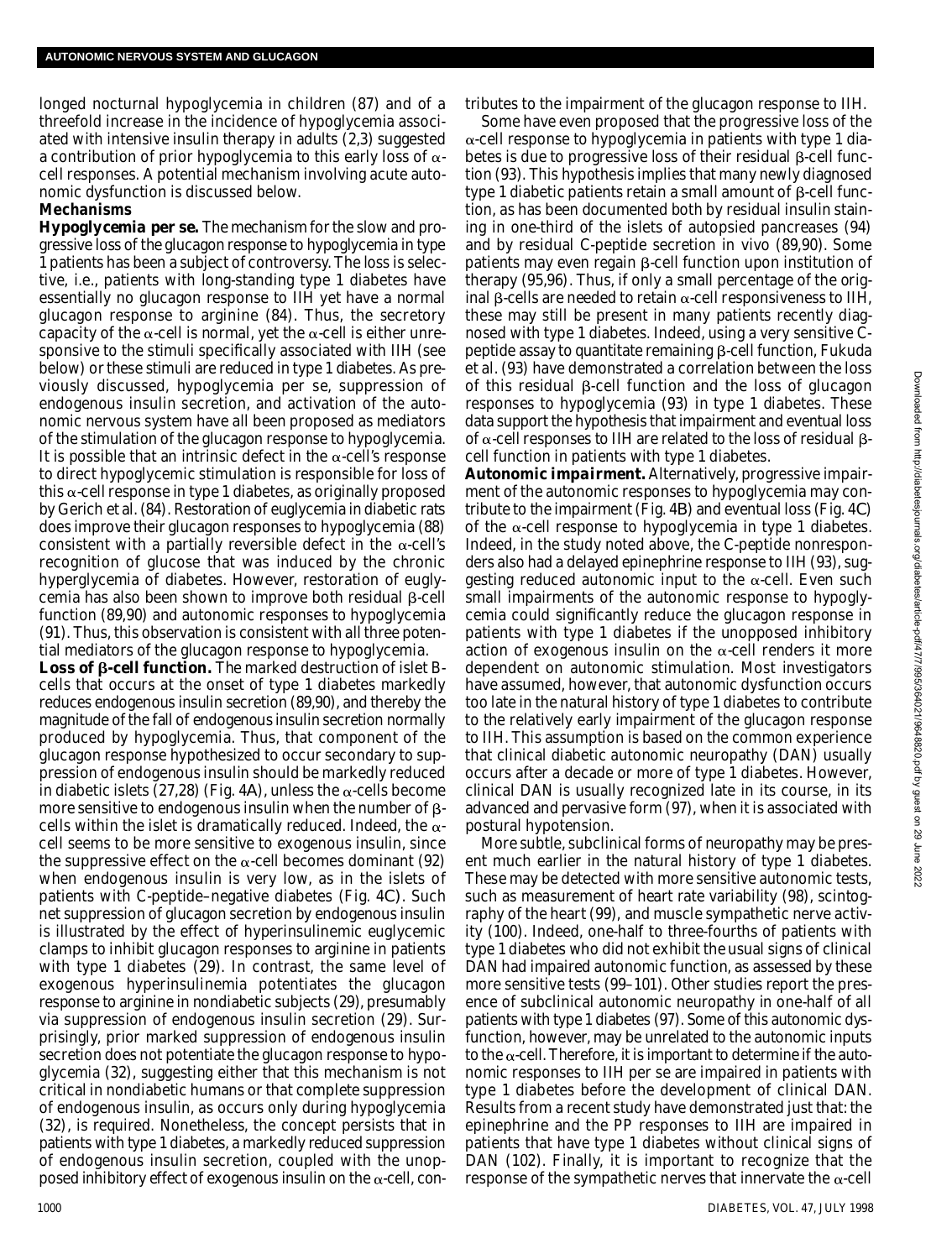longed nocturnal hypoglycemia in children (87) and of a threefold increase in the incidence of hypoglycemia associated with intensive insulin therapy in adults (2,3) suggested a contribution of prior hypoglycemia to this early loss of α-cell responses. A potential mechanism involving acute autonomic dysfunction is discussed below.

**Mechanisms**

**Hypoglycemia per se.** The mechanism for the slow and progressive loss of the glucagon response to hypoglycemia in type 1 patients has been a subject of controversy. The loss is selective, i.e., patients with long-standing type 1 diabetes have essentially no glucagon response to IIH yet have a normal glucagon response to arginine (84). Thus, the secretory capacity of the α-cell is normal, yet the α-cell is either unresponsive to the stimuli specifically associated with IIH (see below) or these stimuli are reduced in type 1 diabetes. As previously discussed, hypoglycemia per se, suppression of endogenous insulin secretion, and activation of the autonomic nervous system have all been proposed as mediators of the stimulation of the glucagon response to hypoglycemia. It is possible that an intrinsic defect in the α-cell's response to direct hypoglycemic stimulation is responsible for loss of this α-cell response in type 1 diabetes, as originally proposed by Gerich et al. (84). Restoration of euglycemia in diabetic rats does improve their glucagon responses to hypoglycemia (88) consistent with a partially reversible defect in the α-cell's recognition of glucose that was induced by the chronic hyperglycemia of diabetes. However, restoration of euglycemia has also been shown to improve both residual β-cell function (89,90) and autonomic responses to hypoglycemia (91). Thus, this observation is consistent with all three potential mediators of the glucagon response to hypoglycemia.

**Loss of β-cell function.** The marked destruction of islet B-cells that occurs at the onset of type 1 diabetes markedly reduces endogenous insulin secretion (89,90), and thereby the magnitude of the fall of endogenous insulin secretion normally produced by hypoglycemia. Thus, that component of the glucagon response hypothesized to occur secondary to suppression of endogenous insulin should be markedly reduced in diabetic islets (27,28) (Fig. 4*A*), unless the α-cells become more sensitive to endogenous insulin when the number of β-cells within the islet is dramatically reduced. Indeed, the α-cell seems to be more sensitive to exogenous insulin, since the suppressive effect on the α-cell becomes dominant (92) when endogenous insulin is very low, as in the islets of patients with C-peptide–negative diabetes (Fig. 4*C*). Such net suppression of glucagon secretion by endogenous insulin is illustrated by the effect of hyperinsulinemic euglycemic clamps to inhibit glucagon responses to arginine in patients with type 1 diabetes (29). In contrast, the same level of exogenous hyperinsulinemia potentiates the glucagon response to arginine in nondiabetic subjects (29), presumably via suppression of endogenous insulin secretion (29). Surprisingly, prior marked suppression of endogenous insulin secretion does not potentiate the glucagon response to hypoglycemia (32), suggesting either that this mechanism is not critical in nondiabetic humans or that complete suppression of endogenous insulin, as occurs only during hypoglycemia (32), is required. Nonetheless, the concept persists that in patients with type 1 diabetes, a markedly reduced suppression of endogenous insulin secretion, coupled with the unopposed inhibitory effect of exogenous insulin on the α-cell, contributes to the impairment of the glucagon response to IIH.

Some have even proposed that the progressive loss of the α-cell response to hypoglycemia in patients with type 1 diabetes is due to progressive loss of their residual β-cell function (93). This hypothesis implies that many newly diagnosed type 1 diabetic patients retain a small amount of β-cell function, as has been documented both by residual insulin staining in one-third of the islets of autopsied pancreases (94) and by residual C-peptide secretion in vivo (89,90). Some patients may even regain β-cell function upon institution of therapy (95,96). Thus, if only a small percentage of the original β-cells are needed to retain α-cell responsiveness to IIH, these may still be present in many patients recently diagnosed with type 1 diabetes. Indeed, using a very sensitive C-peptide assay to quantitate remaining β-cell function, Fukuda et al. (93) have demonstrated a correlation between the loss of this residual β-cell function and the loss of glucagon responses to hypoglycemia (93) in type 1 diabetes. These data support the hypothesis that impairment and eventual loss of α-cell responses to IIH are related to the loss of residual β-cell function in patients with type 1 diabetes.

**Autonomic impairment.** Alternatively, progressive impairment of the autonomic responses to hypoglycemia may contribute to the impairment (Fig. 4*B*) and eventual loss (Fig. 4*C*) of the α-cell response to hypoglycemia in type 1 diabetes. Indeed, in the study noted above, the C-peptide nonresponders also had a delayed epinephrine response to IIH (93), suggesting reduced autonomic input to the α-cell. Even such small impairments of the autonomic response to hypoglycemia could significantly reduce the glucagon response in patients with type 1 diabetes if the unopposed inhibitory action of exogenous insulin on the α-cell renders it more dependent on autonomic stimulation. Most investigators have assumed, however, that autonomic dysfunction occurs too late in the natural history of type 1 diabetes to contribute to the relatively early impairment of the glucagon response to IIH. This assumption is based on the common experience that clinical diabetic autonomic neuropathy (DAN) usually occurs after a decade or more of type 1 diabetes. However, clinical DAN is usually recognized late in its course, in its advanced and pervasive form (97), when it is associated with postural hypotension.

More subtle, subclinical forms of neuropathy may be present much earlier in the natural history of type 1 diabetes. These may be detected with more sensitive autonomic tests, such as measurement of heart rate variability (98), scintography of the heart (99), and muscle sympathetic nerve activity (100). Indeed, one-half to three-fourths of patients with type 1 diabetes who did not exhibit the usual signs of clinical DAN had impaired autonomic function, as assessed by these more sensitive tests (99–101). Other studies report the presence of subclinical autonomic neuropathy in one-half of all patients with type 1 diabetes (97). Some of this autonomic dysfunction, however, may be unrelated to the autonomic inputs to the α-cell. Therefore, it is important to determine if the autonomic responses to IIH per se are impaired in patients with type 1 diabetes before the development of clinical DAN. Results from a recent study have demonstrated just that: the epinephrine and the PP responses to IIH are impaired in patients that have type 1 diabetes without clinical signs of DAN (102). Finally, it is important to recognize that the response of the sympathetic nerves that innervate the α-cell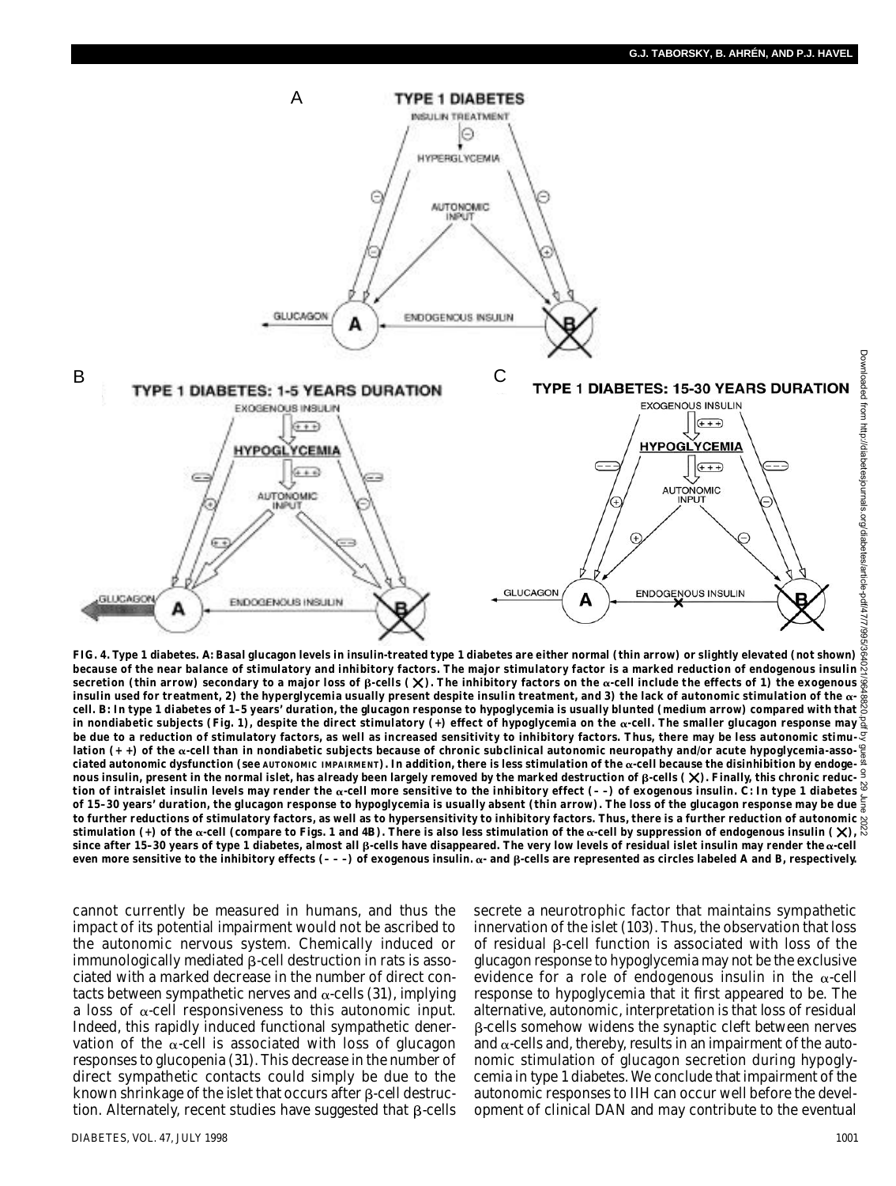**FIG. 4. Type 1 diabetes. A: Basal glucagon levels in insulin-treated type 1 diabetes are either normal (thin arrow) or slightly elevated (not shown) because of the near balance of stimulatory and inhibitory factors. The major stimulatory factor is a marked reduction of endogenous insulin secretion (thin arrow) secondary to a major loss of β-cells (X). The inhibitory factors on the α-cell include the effects of 1) the exogenous insulin used for treatment, 2) the hyperglycemia usually present despite insulin treatment, and 3) the lack of autonomic stimulation of the α-cell. B: In type 1 diabetes of 1–5 years' duration, the glucagon response to hypoglycemia is usually blunted (medium arrow) compared with that in nondiabetic subjects (Fig. 1), despite the direct stimulatory (+) effect of hypoglycemia on the α-cell. The smaller glucagon response may be due to a reduction of stimulatory factors, as well as increased sensitivity to inhibitory factors. Thus, there may be less autonomic stimulation (+ +) of the α-cell than in nondiabetic subjects because of chronic subclinical autonomic neuropathy and/or acute hypoglycemia-associated autonomic dysfunction (see AUTONOMIC IMPAIRMENT). In addition, there is less stimulation of the α-cell because the disinhibition by endogenous insulin, present in the normal islet, has already been largely removed by the marked destruction of β-cells (X). Finally, this chronic reduction of intraislet insulin levels may render the α-cell more sensitive to the inhibitory effect (– –) of exogenous insulin. C: In type 1 diabetes of 15–30 years' duration, the glucagon response to hypoglycemia is usually absent (thin arrow). The loss of the glucagon response may be due to further reductions of stimulatory factors, as well as to hypersensitivity to inhibitory factors. Thus, there is a further reduction of autonomic stimulation (+) of the α-cell (compare to Figs. 1 and 4B). There is also less stimulation of the α-cell by suppression of endogenous insulin (X), since after 15–30 years of type 1 diabetes, almost all β-cells have disappeared. The very low levels of residual islet insulin may render the α-cell even more sensitive to the inhibitory effects (– – –) of exogenous insulin. α- and β-cells are represented as circles labeled A and B, respectively.**

cannot currently be measured in humans, and thus the impact of its potential impairment would not be ascribed to the autonomic nervous system. Chemically induced or immunologically mediated β-cell destruction in rats is associated with a marked decrease in the number of direct contacts between sympathetic nerves and α-cells (31), implying a loss of α-cell responsiveness to this autonomic input. Indeed, this rapidly induced functional sympathetic denervation of the α-cell is associated with loss of glucagon responses to glucopenia (31). This decrease in the number of direct sympathetic contacts could simply be due to the known shrinkage of the islet that occurs after β-cell destruction. Alternately, recent studies have suggested that β-cells secrete a neurotrophic factor that maintains sympathetic innervation of the islet (103). Thus, the observation that loss of residual β-cell function is associated with loss of the glucagon response to hypoglycemia may not be the exclusive evidence for a role of endogenous insulin in the α-cell response to hypoglycemia that it first appeared to be. The alternative, autonomic, interpretation is that loss of residual β-cells somehow widens the synaptic cleft between nerves and α-cells and, thereby, results in an impairment of the autonomic stimulation of glucagon secretion during hypoglycemia in type 1 diabetes. We conclude that impairment of the autonomic responses to IIH can occur well before the development of clinical DAN and may contribute to the eventual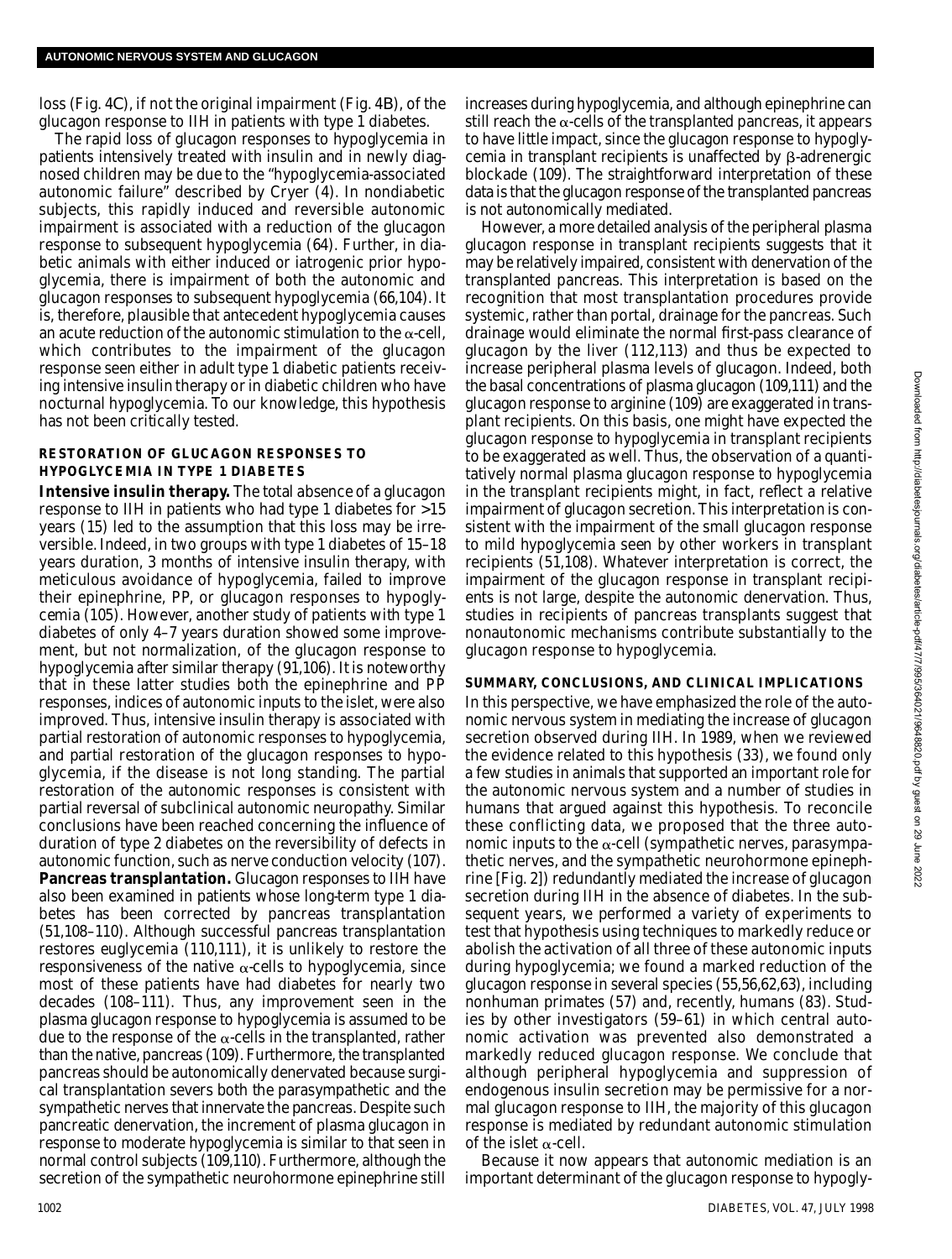loss (Fig. 4*C*), if not the original impairment (Fig. 4*B*), of the glucagon response to IIH in patients with type 1 diabetes.

The rapid loss of glucagon responses to hypoglycemia in patients intensively treated with insulin and in newly diagnosed children may be due to the "hypoglycemia-associated autonomic failure" described by Cryer (4). In nondiabetic subjects, this rapidly induced and reversible autonomic impairment is associated with a reduction of the glucagon response to subsequent hypoglycemia (64). Further, in diabetic animals with either induced or iatrogenic prior hypoglycemia, there is impairment of both the autonomic and glucagon responses to subsequent hypoglycemia (66,104). It is, therefore, plausible that antecedent hypoglycemia causes an acute reduction of the autonomic stimulation to the α-cell, which contributes to the impairment of the glucagon response seen either in adult type 1 diabetic patients receiving intensive insulin therapy or in diabetic children who have nocturnal hypoglycemia. To our knowledge, this hypothesis has not been critically tested.

## RESTORATION OF GLUCAGON RESPONSES TO HYPOGLYCEMIA IN TYPE 1 DIABETES

**Intensive insulin therapy.** The total absence of a glucagon response to IIH in patients who had type 1 diabetes for >15 years (15) led to the assumption that this loss may be irreversible. Indeed, in two groups with type 1 diabetes of 15–18 years duration, 3 months of intensive insulin therapy, with meticulous avoidance of hypoglycemia, failed to improve their epinephrine, PP, or glucagon responses to hypoglycemia (105). However, another study of patients with type 1 diabetes of only 4–7 years duration showed some improvement, but not normalization, of the glucagon response to hypoglycemia after similar therapy (91,106). It is noteworthy that in these latter studies both the epinephrine and PP responses, indices of autonomic inputs to the islet, were also improved. Thus, intensive insulin therapy is associated with partial restoration of autonomic responses to hypoglycemia, and partial restoration of the glucagon responses to hypoglycemia, if the disease is not long standing. The partial restoration of the autonomic responses is consistent with partial reversal of subclinical autonomic neuropathy. Similar conclusions have been reached concerning the influence of duration of type 2 diabetes on the reversibility of defects in autonomic function, such as nerve conduction velocity (107).

**Pancreas transplantation.** Glucagon responses to IIH have also been examined in patients whose long-term type 1 diabetes has been corrected by pancreas transplantation (51,108–110). Although successful pancreas transplantation restores euglycemia (110,111), it is unlikely to restore the responsiveness of the native α-cells to hypoglycemia, since most of these patients have had diabetes for nearly two decades (108–111). Thus, any improvement seen in the plasma glucagon response to hypoglycemia is assumed to be due to the response of the α-cells in the transplanted, rather than the native, pancreas (109). Furthermore, the transplanted pancreas should be autonomically denervated because surgical transplantation severs both the parasympathetic and the sympathetic nerves that innervate the pancreas. Despite such pancreatic denervation, the increment of plasma glucagon in response to moderate hypoglycemia is similar to that seen in normal control subjects (109,110). Furthermore, although the secretion of the sympathetic neurohormone epinephrine still increases during hypoglycemia, and although epinephrine can still reach the α-cells of the transplanted pancreas, it appears to have little impact, since the glucagon response to hypoglycemia in transplant recipients is unaffected by β-adrenergic blockade (109). The straightforward interpretation of these data is that the glucagon response of the transplanted pancreas is not autonomically mediated.

However, a more detailed analysis of the peripheral plasma glucagon response in transplant recipients suggests that it may be relatively impaired, consistent with denervation of the transplanted pancreas. This interpretation is based on the recognition that most transplantation procedures provide systemic, rather than portal, drainage for the pancreas. Such drainage would eliminate the normal first-pass clearance of glucagon by the liver (112,113) and thus be expected to increase peripheral plasma levels of glucagon. Indeed, both the basal concentrations of plasma glucagon (109,111) and the glucagon response to arginine (109) are exaggerated in transplant recipients. On this basis, one might have expected the glucagon response to hypoglycemia in transplant recipients to be exaggerated as well. Thus, the observation of a quantitatively normal plasma glucagon response to hypoglycemia in the transplant recipients might, in fact, reflect a relative impairment of glucagon secretion. This interpretation is consistent with the impairment of the small glucagon response to mild hypoglycemia seen by other workers in transplant recipients (51,108). Whatever interpretation is correct, the impairment of the glucagon response in transplant recipients is not large, despite the autonomic denervation. Thus, studies in recipients of pancreas transplants suggest that nonautonomic mechanisms contribute substantially to the glucagon response to hypoglycemia.

## SUMMARY, CONCLUSIONS, AND CLINICAL IMPLICATIONS

In this perspective, we have emphasized the role of the autonomic nervous system in mediating the increase of glucagon secretion observed during IIH. In 1989, when we reviewed the evidence related to this hypothesis (33), we found only a few studies in animals that supported an important role for the autonomic nervous system and a number of studies in humans that argued against this hypothesis. To reconcile these conflicting data, we proposed that the three autonomic inputs to the α-cell (sympathetic nerves, parasympathetic nerves, and the sympathetic neurohormone epinephrine [Fig. 2]) redundantly mediated the increase of glucagon secretion during IIH in the absence of diabetes. In the subsequent years, we performed a variety of experiments to test that hypothesis using techniques to markedly reduce or abolish the activation of all three of these autonomic inputs during hypoglycemia; we found a marked reduction of the glucagon response in several species (55,56,62,63), including nonhuman primates (57) and, recently, humans (83). Studies by other investigators (59–61) in which central autonomic activation was prevented also demonstrated a markedly reduced glucagon response. We conclude that although peripheral hypoglycemia and suppression of endogenous insulin secretion may be permissive for a normal glucagon response to IIH, the majority of this glucagon response is mediated by redundant autonomic stimulation of the islet α-cell.

Because it now appears that autonomic mediation is an important determinant of the glucagon response to hypogly-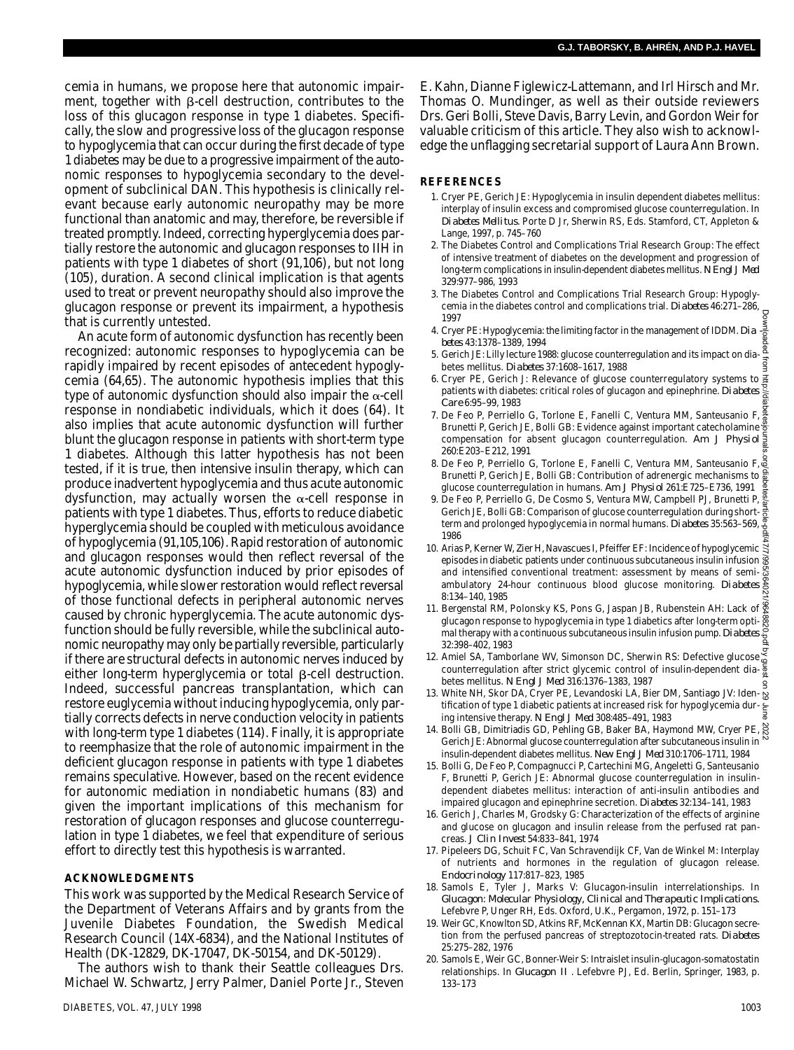cemia in humans, we propose here that autonomic impairment, together with β-cell destruction, contributes to the loss of this glucagon response in type 1 diabetes. Specifically, the slow and progressive loss of the glucagon response to hypoglycemia that can occur during the first decade of type 1 diabetes may be due to a progressive impairment of the autonomic responses to hypoglycemia secondary to the development of subclinical DAN. This hypothesis is clinically relevant because early autonomic neuropathy may be more functional than anatomic and may, therefore, be reversible if treated promptly. Indeed, correcting hyperglycemia does partially restore the autonomic and glucagon responses to IIH in patients with type 1 diabetes of short (91,106), but not long (105), duration. A second clinical implication is that agents used to treat or prevent neuropathy should also improve the glucagon response or prevent its impairment, a hypothesis that is currently untested.

An acute form of autonomic dysfunction has recently been recognized: autonomic responses to hypoglycemia can be rapidly impaired by recent episodes of antecedent hypoglycemia (64,65). The autonomic hypothesis implies that this type of autonomic dysfunction should also impair the α-cell response in nondiabetic individuals, which it does (64). It also implies that acute autonomic dysfunction will further blunt the glucagon response in patients with short-term type 1 diabetes. Although this latter hypothesis has not been tested, if it is true, then intensive insulin therapy, which can produce inadvertent hypoglycemia and thus acute autonomic dysfunction, may actually worsen the α-cell response in patients with type 1 diabetes. Thus, efforts to reduce diabetic hyperglycemia should be coupled with meticulous avoidance of hypoglycemia (91,105,106). Rapid restoration of autonomic and glucagon responses would then reflect reversal of the acute autonomic dysfunction induced by prior episodes of hypoglycemia, while slower restoration would reflect reversal of those functional defects in peripheral autonomic nerves caused by chronic hyperglycemia. The acute autonomic dysfunction should be fully reversible, while the subclinical autonomic neuropathy may only be partially reversible, particularly if there are structural defects in autonomic nerves induced by either long-term hyperglycemia or total β-cell destruction. Indeed, successful pancreas transplantation, which can restore euglycemia without inducing hypoglycemia, only partially corrects defects in nerve conduction velocity in patients with long-term type 1 diabetes (114). Finally, it is appropriate to reemphasize that the role of autonomic impairment in the deficient glucagon response in patients with type 1 diabetes remains speculative. However, based on the recent evidence for autonomic mediation in nondiabetic humans (83) and given the important implications of this mechanism for restoration of glucagon responses and glucose counterregulation in type 1 diabetes, we feel that expenditure of serious effort to directly test this hypothesis is warranted.

## ACKNOWLEDGMENTS

This work was supported by the Medical Research Service of the Department of Veterans Affairs and by grants from the Juvenile Diabetes Foundation, the Swedish Medical Research Council (14X-6834), and the National Institutes of Health (DK-12829, DK-17047, DK-50154, and DK-50129).

The authors wish to thank their Seattle colleagues Drs. Michael W. Schwartz, Jerry Palmer, Daniel Porte Jr., Steven E. Kahn, Dianne Figlewicz-Lattemann, and Irl Hirsch and Mr. Thomas O. Mundinger, as well as their outside reviewers Drs. Geri Bolli, Steve Davis, Barry Levin, and Gordon Weir for valuable criticism of this article. They also wish to acknowledge the unflagging secretarial support of Laura Ann Brown.

## REFERENCES

1. Cryer PE, Gerich JE: Hypoglycemia in insulin dependent diabetes mellitus: interplay of insulin excess and compromised glucose counterregulation. In *Diabetes Mellitus*. Porte D Jr, Sherwin RS, Eds. Stamford, CT, Appleton & Lange, 1997, p. 745–760
2. The Diabetes Control and Complications Trial Research Group: The effect of intensive treatment of diabetes on the development and progression of long-term complications in insulin-dependent diabetes mellitus. *N Engl J Med* 329:977–986, 1993
3. The Diabetes Control and Complications Trial Research Group: Hypoglycemia in the diabetes control and complications trial. *Diabetes* 46:271–286, 1997
4. Cryer PE: Hypoglycemia: the limiting factor in the management of IDDM. *Diabetes* 43:1378–1389, 1994
5. Gerich JE: Lilly lecture 1988: glucose counterregulation and its impact on diabetes mellitus. *Diabetes* 37:1608–1617, 1988
6. Cryer PE, Gerich J: Relevance of glucose counterregulatory systems to patients with diabetes: critical roles of glucagon and epinephrine. *Diabetes Care* 6:95–99, 1983
7. De Feo P, Perriello G, Torlone E, Fanelli C, Ventura MM, Santeusanio F, Brunetti P, Gerich JE, Bolli GB: Evidence against important catecholamine compensation for absent glucagon counterregulation. *Am J Physiol* 260:E203–E212, 1991
8. De Feo P, Perriello G, Torlone E, Fanelli C, Ventura MM, Santeusanio F, Brunetti P, Gerich JE, Bolli GB: Contribution of adrenergic mechanisms to glucose counterregulation in humans. *Am J Physiol* 261:E725–E736, 1991
9. De Feo P, Perriello G, De Cosmo S, Ventura MW, Campbell PJ, Brunetti P, Gerich JE, Bolli GB: Comparison of glucose counterregulation during short-term and prolonged hypoglycemia in normal humans. *Diabetes* 35:563–569, 1986
10. Arias P, Kerner W, Zier H, Navascues I, Pfeiffer EF: Incidence of hypoglycemic episodes in diabetic patients under continuous subcutaneous insulin infusion and intensified conventional treatment: assessment by means of semiambulatory 24-hour continuous blood glucose monitoring. *Diabetes* 8:134–140, 1985
11. Bergenstal RM, Polonsky KS, Pons G, Jaspan JB, Rubenstein AH: Lack of glucagon response to hypoglycemia in type 1 diabetics after long-term optimal therapy with a continuous subcutaneous insulin infusion pump. *Diabetes* 32:398–402, 1983
12. Amiel SA, Tamborlane WV, Simonson DC, Sherwin RS: Defective glucose counterregulation after strict glycemic control of insulin-dependent diabetes mellitus. *N Engl J Med* 316:1376–1383, 1987
13. White NH, Skor DA, Cryer PE, Levandoski LA, Bier DM, Santiago JV: Identification of type 1 diabetic patients at increased risk for hypoglycemia during intensive therapy. *N Engl J Med* 308:485–491, 1983
14. Bolli GB, Dimitriadis GD, Pehling GB, Baker BA, Haymond MW, Cryer PE, Gerich JE: Abnormal glucose counterregulation after subcutaneous insulin in insulin-dependent diabetes mellitus. *New Engl J Med* 310:1706–1711, 1984
15. Bolli G, De Feo P, Compagnucci P, Cartechini MG, Angeletti G, Santeusanio F, Brunetti P, Gerich JE: Abnormal glucose counterregulation in insulin-dependent diabetes mellitus: interaction of anti-insulin antibodies and impaired glucagon and epinephrine secretion. *Diabetes* 32:134–141, 1983
16. Gerich J, Charles M, Grodsky G: Characterization of the effects of arginine and glucose on glucagon and insulin release from the perfused rat pancreas. *J Clin Invest* 54:833–841, 1974
17. Pipeleers DG, Schuit FC, Van Schravendijk CF, Van de Winkel M: Interplay of nutrients and hormones in the regulation of glucagon release. *Endocrinology* 117:817–823, 1985
18. Samols E, Tyler J, Marks V: Glucagon-insulin interrelationships. In *Glucagon: Molecular Physiology, Clinical and Therapeutic Implications*. Lefebvre P, Unger RH, Eds. Oxford, U.K., Pergamon, 1972, p. 151–173
19. Weir GC, Knowlton SD, Atkins RF, McKennan KX, Martin DB: Glucagon secretion from the perfused pancreas of streptozotocin-treated rats. *Diabetes* 25:275–282, 1976
20. Samols E, Weir GC, Bonner-Weir S: Intraislet insulin-glucagon-somatostatin relationships. In *Glucagon II*. Lefebvre PJ, Ed. Berlin, Springer, 1983, p. 133–173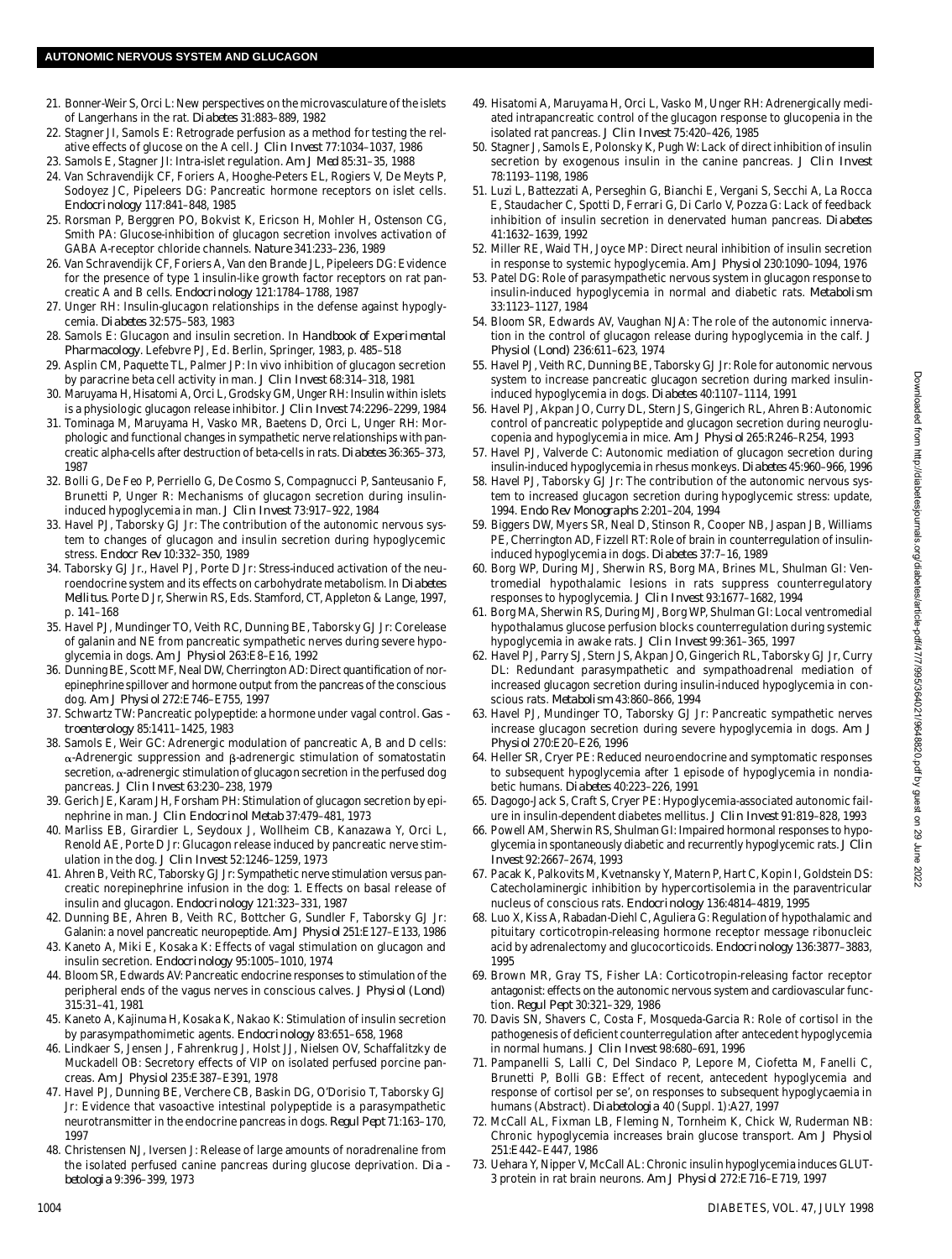21. Bonner-Weir S, Orci L: New perspectives on the microvasculature of the islets of Langerhans in the rat. *Diabetes* 31:883–889, 1982
22. Stagner JI, Samols E: Retrograde perfusion as a method for testing the relative effects of glucose on the A cell. *J Clin Invest* 77:1034–1037, 1986
23. Samols E, Stagner JI: Intra-islet regulation. *Am J Med* 85:31–35, 1988
24. Van Schravendijk CF, Foriers A, Hooghe-Peters EL, Rogiers V, De Meyts P, Sodoyez JC, Pipeleers DG: Pancreatic hormone receptors on islet cells. *Endocrinology* 117:841–848, 1985
25. Rorsman P, Berggren PO, Bokvist K, Ericson H, Mohler H, Ostenson CG, Smith PA: Glucose-inhibition of glucagon secretion involves activation of GABA A-receptor chloride channels. *Nature* 341:233–236, 1989
26. Van Schravendijk CF, Foriers A, Van den Brande JL, Pipeleers DG: Evidence for the presence of type 1 insulin-like growth factor receptors on rat pancreatic A and B cells. *Endocrinology* 121:1784–1788, 1987
27. Unger RH: Insulin-glucagon relationships in the defense against hypoglycemia. *Diabetes* 32:575–583, 1983
28. Samols E: Glucagon and insulin secretion. In *Handbook of Experimental Pharmacology*. Lefebvre PJ, Ed. Berlin, Springer, 1983, p. 485–518
29. Asplin CM, Paquette TL, Palmer JP: In vivo inhibition of glucagon secretion by paracrine beta cell activity in man. *J Clin Invest* 68:314–318, 1981
30. Maruyama H, Hisatomi A, Orci L, Grodsky GM, Unger RH: Insulin within islets is a physiologic glucagon release inhibitor. *J Clin Invest* 74:2296–2299, 1984
31. Tominaga M, Maruyama H, Vasko MR, Baetens D, Orci L, Unger RH: Morphologic and functional changes in sympathetic nerve relationships with pancreatic alpha-cells after destruction of beta-cells in rats. *Diabetes* 36:365–373, 1987
32. Bolli G, De Feo P, Perriello G, De Cosmo S, Compagnucci P, Santeusanio F, Brunetti P, Unger R: Mechanisms of glucagon secretion during insulin-induced hypoglycemia in man. *J Clin Invest* 73:917–922, 1984
33. Havel PJ, Taborsky GJ Jr: The contribution of the autonomic nervous system to changes of glucagon and insulin secretion during hypoglycemic stress. *Endocr Rev* 10:332–350, 1989
34. Taborsky GJ Jr., Havel PJ, Porte D Jr: Stress-induced activation of the neuroendocrine system and its effects on carbohydrate metabolism. In *Diabetes Mellitus*. Porte D Jr, Sherwin RS, Eds. Stamford, CT, Appleton & Lange, 1997, p. 141–168
35. Havel PJ, Mundinger TO, Veith RC, Dunning BE, Taborsky GJ Jr: Corelease of galanin and NE from pancreatic sympathetic nerves during severe hypoglycemia in dogs. *Am J Physiol* 263:E8–E16, 1992
36. Dunning BE, Scott MF, Neal DW, Cherrington AD: Direct quantification of norepinephrine spillover and hormone output from the pancreas of the conscious dog. *Am J Physiol* 272:E746–E755, 1997
37. Schwartz TW: Pancreatic polypeptide: a hormone under vagal control. *Gastroenterology* 85:1411–1425, 1983
38. Samols E, Weir GC: Adrenergic modulation of pancreatic A, B and D cells: α-Adrenergic suppression and β-adrenergic stimulation of somatostatin secretion, α-adrenergic stimulation of glucagon secretion in the perfused dog pancreas. *J Clin Invest* 63:230–238, 1979
39. Gerich JE, Karam JH, Forsham PH: Stimulation of glucagon secretion by epinephrine in man. *J Clin Endocrinol Metab* 37:479–481, 1973
40. Marliss EB, Girardier L, Seydoux J, Wollheim CB, Kanazawa Y, Orci L, Renold AE, Porte D Jr: Glucagon release induced by pancreatic nerve stimulation in the dog. *J Clin Invest* 52:1246–1259, 1973
41. Ahren B, Veith RC, Taborsky GJ Jr: Sympathetic nerve stimulation versus pancreatic norepinephrine infusion in the dog: 1. Effects on basal release of insulin and glucagon. *Endocrinology* 121:323–331, 1987
42. Dunning BE, Ahren B, Veith RC, Bottcher G, Sundler F, Taborsky GJ Jr: Galanin: a novel pancreatic neuropeptide. *Am J Physiol* 251:E127–E133, 1986
43. Kaneto A, Miki E, Kosaka K: Effects of vagal stimulation on glucagon and insulin secretion. *Endocrinology* 95:1005–1010, 1974
44. Bloom SR, Edwards AV: Pancreatic endocrine responses to stimulation of the peripheral ends of the vagus nerves in conscious calves. *J Physiol (Lond)* 315:31–41, 1981
45. Kaneto A, Kajinuma H, Kosaka K, Nakao K: Stimulation of insulin secretion by parasympathomimetic agents. *Endocrinology* 83:651–658, 1968
46. Lindkaer S, Jensen J, Fahrenkrug J, Holst JJ, Nielsen OV, Schaffalitzky de Muckadell OB: Secretory effects of VIP on isolated perfused porcine pancreas. *Am J Physiol* 235:E387–E391, 1978
47. Havel PJ, Dunning BE, Verchere CB, Baskin DG, O'Dorisio T, Taborsky GJ Jr: Evidence that vasoactive intestinal polypeptide is a parasympathetic neurotransmitter in the endocrine pancreas in dogs. *Regul Pept* 71:163–170, 1997
48. Christensen NJ, Iversen J: Release of large amounts of noradrenaline from the isolated perfused canine pancreas during glucose deprivation. *Diabetologia* 9:396–399, 1973
49. Hisatomi A, Maruyama H, Orci L, Vasko M, Unger RH: Adrenergically mediated intrapancreatic control of the glucagon response to glucopenia in the isolated rat pancreas. *J Clin Invest* 75:420–426, 1985
50. Stagner J, Samols E, Polonsky K, Pugh W: Lack of direct inhibition of insulin secretion by exogenous insulin in the canine pancreas. *J Clin Invest* 78:1193–1198, 1986
51. Luzi L, Battezzati A, Perseghin G, Bianchi E, Vergani S, Secchi A, La Rocca E, Staudacher C, Spotti D, Ferrari G, Di Carlo V, Pozza G: Lack of feedback inhibition of insulin secretion in denervated human pancreas. *Diabetes* 41:1632–1639, 1992
52. Miller RE, Waid TH, Joyce MP: Direct neural inhibition of insulin secretion in response to systemic hypoglycemia. *Am J Physiol* 230:1090–1094, 1976
53. Patel DG: Role of parasympathetic nervous system in glucagon response to insulin-induced hypoglycemia in normal and diabetic rats. *Metabolism* 33:1123–1127, 1984
54. Bloom SR, Edwards AV, Vaughan NJA: The role of the autonomic innervation in the control of glucagon release during hypoglycemia in the calf. *J Physiol (Lond)* 236:611–623, 1974
55. Havel PJ, Veith RC, Dunning BE, Taborsky GJ Jr: Role for autonomic nervous system to increase pancreatic glucagon secretion during marked insulin-induced hypoglycemia in dogs. *Diabetes* 40:1107–1114, 1991
56. Havel PJ, Akpan JO, Curry DL, Stern JS, Gingerich RL, Ahren B: Autonomic control of pancreatic polypeptide and glucagon secretion during neuroglucopenia and hypoglycemia in mice. *Am J Physiol* 265:R246–R254, 1993
57. Havel PJ, Valverde C: Autonomic mediation of glucagon secretion during insulin-induced hypoglycemia in rhesus monkeys. *Diabetes* 45:960–966, 1996
58. Havel PJ, Taborsky GJ Jr: The contribution of the autonomic nervous system to increased glucagon secretion during hypoglycemic stress: update, 1994. *Endo Rev Monographs* 2:201–204, 1994
59. Biggers DW, Myers SR, Neal D, Stinson R, Cooper NB, Jaspan JB, Williams PE, Cherrington AD, Fizzell RT: Role of brain in counterregulation of insulin-induced hypoglycemia in dogs. *Diabetes* 37:7–16, 1989
60. Borg WP, During MJ, Sherwin RS, Borg MA, Brines ML, Shulman GI: Ventromedial hypothalamic lesions in rats suppress counterregulatory responses to hypoglycemia. *J Clin Invest* 93:1677–1682, 1994
61. Borg MA, Sherwin RS, During MJ, Borg WP, Shulman GI: Local ventromedial hypothalamus glucose perfusion blocks counterregulation during systemic hypoglycemia in awake rats. *J Clin Invest* 99:361–365, 1997
62. Havel PJ, Parry SJ, Stern JS, Akpan JO, Gingerich RL, Taborsky GJ Jr, Curry DL: Redundant parasympathetic and sympathoadrenal mediation of increased glucagon secretion during insulin-induced hypoglycemia in conscious rats. *Metabolism* 43:860–866, 1994
63. Havel PJ, Mundinger TO, Taborsky GJ Jr: Pancreatic sympathetic nerves increase glucagon secretion during severe hypoglycemia in dogs. *Am J Physiol* 270:E20–E26, 1996
64. Heller SR, Cryer PE: Reduced neuroendocrine and symptomatic responses to subsequent hypoglycemia after 1 episode of hypoglycemia in nondiabetic humans. *Diabetes* 40:223–226, 1991
65. Dagogo-Jack S, Craft S, Cryer PE: Hypoglycemia-associated autonomic failure in insulin-dependent diabetes mellitus. *J Clin Invest* 91:819–828, 1993
66. Powell AM, Sherwin RS, Shulman GI: Impaired hormonal responses to hypoglycemia in spontaneously diabetic and recurrently hypoglycemic rats. *J Clin Invest* 92:2667–2674, 1993
67. Pacak K, Palkovits M, Kvetnansky Y, Matern P, Hart C, Kopin I, Goldstein DS: Catecholaminergic inhibition by hypercortisolemia in the paraventricular nucleus of conscious rats. *Endocrinology* 136:4814–4819, 1995
68. Luo X, Kiss A, Rabadan-Diehl C, Aguliera G: Regulation of hypothalamic and pituitary corticotropin-releasing hormone receptor message ribonucleic acid by adrenalectomy and glucocorticoids. *Endocrinology* 136:3877–3883, 1995
69. Brown MR, Gray TS, Fisher LA: Corticotropin-releasing factor receptor antagonist: effects on the autonomic nervous system and cardiovascular function. *Regul Pept* 30:321–329, 1986
70. Davis SN, Shavers C, Costa F, Mosqueda-Garcia R: Role of cortisol in the pathogenesis of deficient counterregulation after antecedent hypoglycemia in normal humans. *J Clin Invest* 98:680–691, 1996
71. Pampanelli S, Lalli C, Del Sindaco P, Lepore M, Ciofetta M, Fanelli C, Brunetti P, Bolli GB: Effect of recent, antecedent hypoglycemia and response of cortisol per se', on responses to subsequent hypoglycaemia in humans (Abstract). *Diabetologia* 40 (Suppl. 1):A27, 1997
72. McCall AL, Fixman LB, Fleming N, Tornheim K, Chick W, Ruderman NB: Chronic hypoglycemia increases brain glucose transport. *Am J Physiol* 251:E442–E447, 1986
73. Uehara Y, Nipper V, McCall AL: Chronic insulin hypoglycemia induces GLUT-3 protein in rat brain neurons. *Am J Physiol* 272:E716–E719, 1997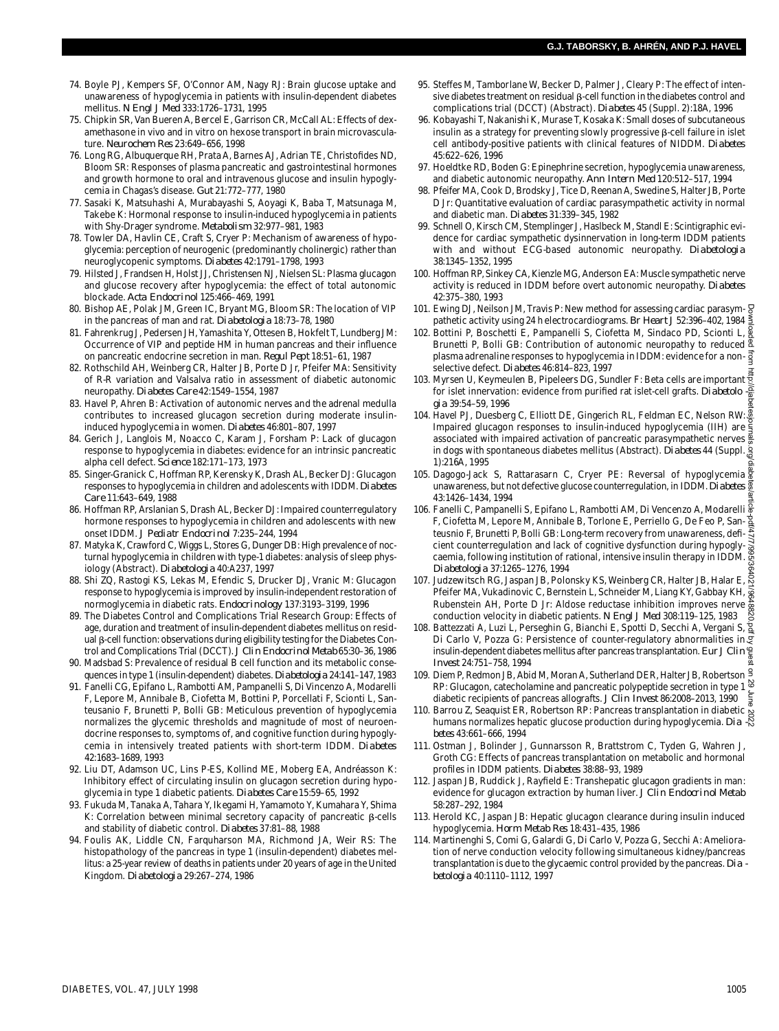74. Boyle PJ, Kempers SF, O'Connor AM, Nagy RJ: Brain glucose uptake and unawareness of hypoglycemia in patients with insulin-dependent diabetes mellitus. *N Engl J Med* 333:1726–1731, 1995
75. Chipkin SR, Van Bueren A, Bercel E, Garrison CR, McCall AL: Effects of dexamethasone in vivo and in vitro on hexose transport in brain microvasculature. *Neurochem Res* 23:649–656, 1998
76. Long RG, Albuquerque RH, Prata A, Barnes AJ, Adrian TE, Christofides ND, Bloom SR: Responses of plasma pancreatic and gastrointestinal hormones and growth hormone to oral and intravenous glucose and insulin hypoglycemia in Chagas's disease. *Gut* 21:772–777, 1980
77. Sasaki K, Matsuhashi A, Murabayashi S, Aoyagi K, Baba T, Matsunaga M, Takebe K: Hormonal response to insulin-induced hypoglycemia in patients with Shy-Drager syndrome. *Metabolism* 32:977–981, 1983
78. Towler DA, Havlin CE, Craft S, Cryer P: Mechanism of awareness of hypoglycemia: perception of neurogenic (predominantly cholinergic) rather than neuroglycopenic symptoms. *Diabetes* 42:1791–1798, 1993
79. Hilsted J, Frandsen H, Holst JJ, Christensen NJ, Nielsen SL: Plasma glucagon and glucose recovery after hypoglycemia: the effect of total autonomic blockade. *Acta Endocrinol* 125:466–469, 1991
80. Bishop AE, Polak JM, Green IC, Bryant MG, Bloom SR: The location of VIP in the pancreas of man and rat. *Diabetologia* 18:73–78, 1980
81. Fahrenkrug J, Pedersen JH, Yamashita Y, Ottesen B, Hokfelt T, Lundberg JM: Occurrence of VIP and peptide HM in human pancreas and their influence on pancreatic endocrine secretion in man. *Regul Pept* 18:51–61, 1987
82. Rothschild AH, Weinberg CR, Halter JB, Porte D Jr, Pfeifer MA: Sensitivity of R-R variation and Valsalva ratio in assessment of diabetic autonomic neuropathy. *Diabetes Care* 42:1549–1554, 1987
83. Havel P, Ahren B: Activation of autonomic nerves and the adrenal medulla contributes to increased glucagon secretion during moderate insulin-induced hypoglycemia in women. *Diabetes* 46:801–807, 1997
84. Gerich J, Langlois M, Noacco C, Karam J, Forsham P: Lack of glucagon response to hypoglycemia in diabetes: evidence for an intrinsic pancreatic alpha cell defect. *Science* 182:171–173, 1973
85. Singer-Granick C, Hoffman RP, Kerensky K, Drash AL, Becker DJ: Glucagon responses to hypoglycemia in children and adolescents with IDDM. *Diabetes Care* 11:643–649, 1988
86. Hoffman RP, Arslanian S, Drash AL, Becker DJ: Impaired counterregulatory hormone responses to hypoglycemia in children and adolescents with new onset IDDM. *J Pediatr Endocrinol* 7:235–244, 1994
87. Matyka K, Crawford C, Wiggs L, Stores G, Dunger DB: High prevalence of nocturnal hypoglycemia in children with type-1 diabetes: analysis of sleep physiology (Abstract). *Diabetologia* 40:A237, 1997
88. Shi ZQ, Rastogi KS, Lekas M, Efendic S, Drucker DJ, Vranic M: Glucagon response to hypoglycemia is improved by insulin-independent restoration of normoglycemia in diabetic rats. *Endocrinology* 137:3193–3199, 1996
89. The Diabetes Control and Complications Trial Research Group: Effects of age, duration and treatment of insulin-dependent diabetes mellitus on residual β-cell function: observations during eligibility testing for the Diabetes Control and Complications Trial (DCCT). *J Clin Endocrinol Metab* 65:30–36, 1986
90. Madsbad S: Prevalence of residual B cell function and its metabolic consequences in type 1 (insulin-dependent) diabetes. *Diabetologia* 24:141–147, 1983
91. Fanelli CG, Epifano L, Rambotti AM, Pampanelli S, Di Vincenzo A, Modarelli F, Lepore M, Annibale B, Ciofetta M, Bottini P, Porcellati F, Scionti L, Santeusanio F, Brunetti P, Bolli GB: Meticulous prevention of hypoglycemia normalizes the glycemic thresholds and magnitude of most of neuroendocrine responses to, symptoms of, and cognitive function during hypoglycemia in intensively treated patients with short-term IDDM. *Diabetes* 42:1683–1689, 1993
92. Liu DT, Adamson UC, Lins P-ES, Kollind ME, Moberg EA, Andréasson K: Inhibitory effect of circulating insulin on glucagon secretion during hypoglycemia in type 1 diabetic patients. *Diabetes Care* 15:59–65, 1992
93. Fukuda M, Tanaka A, Tahara Y, Ikegami H, Yamamoto Y, Kumahara Y, Shima K: Correlation between minimal secretory capacity of pancreatic β-cells and stability of diabetic control. *Diabetes* 37:81–88, 1988
94. Foulis AK, Liddle CN, Farquharson MA, Richmond JA, Weir RS: The histopathology of the pancreas in type 1 (insulin-dependent) diabetes mellitus: a 25-year review of deaths in patients under 20 years of age in the United Kingdom. *Diabetologia* 29:267–274, 1986
95. Steffes M, Tamborlane W, Becker D, Palmer J, Cleary P: The effect of intensive diabetes treatment on residual β-cell function in the diabetes control and complications trial (DCCT) (Abstract). *Diabetes* 45 (Suppl. 2):18A, 1996
96. Kobayashi T, Nakanishi K, Murase T, Kosaka K: Small doses of subcutaneous insulin as a strategy for preventing slowly progressive β-cell failure in islet cell antibody-positive patients with clinical features of NIDDM. *Diabetes* 45:622–626, 1996
97. Hoeldtke RD, Boden G: Epinephrine secretion, hypoglycemia unawareness, and diabetic autonomic neuropathy. *Ann Intern Med* 120:512–517, 1994
98. Pfeifer MA, Cook D, Brodsky J, Tice D, Reenan A, Swedine S, Halter JB, Porte D Jr: Quantitative evaluation of cardiac parasympathetic activity in normal and diabetic man. *Diabetes* 31:339–345, 1982
99. Schnell O, Kirsch CM, Stemplinger J, Haslbeck M, Standl E: Scintigraphic evidence for cardiac sympathetic dysinnervation in long-term IDDM patients with and without ECG-based autonomic neuropathy. *Diabetologia* 38:1345–1352, 1995
100. Hoffman RP, Sinkey CA, Kienzle MG, Anderson EA: Muscle sympathetic nerve activity is reduced in IDDM before overt autonomic neuropathy. *Diabetes* 42:375–380, 1993
101. Ewing DJ, Neilson JM, Travis P: New method for assessing cardiac parasympathetic activity using 24 h electrocardiograms. *Br Heart J* 52:396–402, 1984
102. Bottini P, Boschetti E, Pampanelli S, Ciofetta M, Sindaco PD, Scionti L, Brunetti P, Bolli GB: Contribution of autonomic neuropathy to reduced plasma adrenaline responses to hypoglycemia in IDDM: evidence for a non-selective defect. *Diabetes* 46:814–823, 1997
103. Myrsen U, Keymeulen B, Pipeleers DG, Sundler F: Beta cells are important for islet innervation: evidence from purified rat islet-cell grafts. *Diabetologia* 39:54–59, 1996
104. Havel PJ, Duesberg C, Elliott DE, Gingerich RL, Feldman EC, Nelson RW: Impaired glucagon responses to insulin-induced hypoglycemia (IIH) are associated with impaired activation of pancreatic parasympathetic nerves in dogs with spontaneous diabetes mellitus (Abstract). *Diabetes* 44 (Suppl. 1):216A, 1995
105. Dagogo-Jack S, Rattarasarn C, Cryer PE: Reversal of hypoglycemia unawareness, but not defective glucose counterregulation, in IDDM. *Diabetes* 43:1426–1434, 1994
106. Fanelli C, Pampanelli S, Epifano L, Rambotti AM, Di Vencenzo A, Modarelli F, Ciofetta M, Lepore M, Annibale B, Torlone E, Perriello G, De Feo P, Santeusnio F, Brunetti P, Bolli GB: Long-term recovery from unawareness, deficient counterregulation and lack of cognitive dysfunction during hypoglycaemia, following institution of rational, intensive insulin therapy in IDDM. *Diabetologia* 37:1265–1276, 1994
107. Judzewitsch RG, Jaspan JB, Polonsky KS, Weinberg CR, Halter JB, Halar E, Pfeifer MA, Vukadinovic C, Bernstein L, Schneider M, Liang KY, Gabbay KH, Rubenstein AH, Porte D Jr: Aldose reductase inhibition improves nerve conduction velocity in diabetic patients. *N Engl J Med* 308:119–125, 1983
108. Battezzati A, Luzi L, Perseghin G, Bianchi E, Spotti D, Secchi A, Vergani S, Di Carlo V, Pozza G: Persistence of counter-regulatory abnormalities in insulin-dependent diabetes mellitus after pancreas transplantation. *Eur J Clin Invest* 24:751–758, 1994
109. Diem P, Redmon JB, Abid M, Moran A, Sutherland DER, Halter JB, Robertson RP: Glucagon, catecholamine and pancreatic polypeptide secretion in type 1 diabetic recipients of pancreas allografts. *J Clin Invest* 86:2008–2013, 1990
110. Barrou Z, Seaquist ER, Robertson RP: Pancreas transplantation in diabetic humans normalizes hepatic glucose production during hypoglycemia. *Diabetes* 43:661–666, 1994
111. Ostman J, Bolinder J, Gunnarsson R, Brattstrom C, Tyden G, Wahren J, Groth CG: Effects of pancreas transplantation on metabolic and hormonal profiles in IDDM patients. *Diabetes* 38:88–93, 1989
112. Jaspan JB, Ruddick J, Rayfield E: Transhepatic glucagon gradients in man: evidence for glucagon extraction by human liver. *J Clin Endocrinol Metab* 58:287–292, 1984
113. Herold KC, Jaspan JB: Hepatic glucagon clearance during insulin induced hypoglycemia. *Horm Metab Res* 18:431–435, 1986
114. Martinenghi S, Comi G, Galardi G, Di Carlo V, Pozza G, Secchi A: Amelioration of nerve conduction velocity following simultaneous kidney/pancreas transplantation is due to the glycaemic control provided by the pancreas. *Diabetologia* 40:1110–1112, 1997